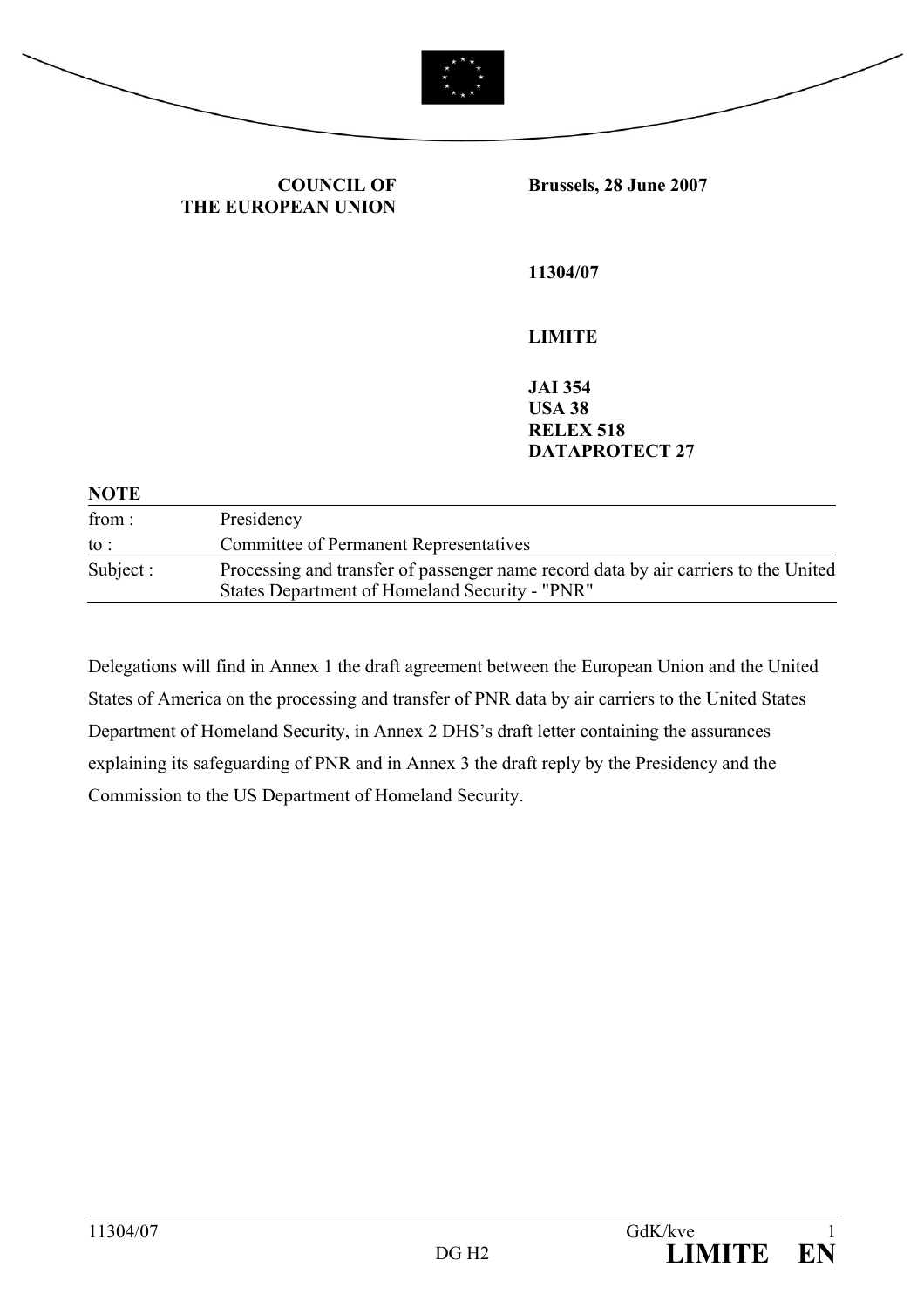**COUNCIL OF THE EUROPEAN UNION**

**Brussels, 28 June 2007**

**11304/07**

**LIMITE**

**JAI 354**
**USA 38**
**RELEX 518**
**DATAPROTECT 27**

**NOTE**

| | |
|---|---|
| from : | Presidency |
| to : | Committee of Permanent Representatives |
| Subject : | Processing and transfer of passenger name record data by air carriers to the United States Department of Homeland Security - "PNR" |

Delegations will find in Annex 1 the draft agreement between the European Union and the United States of America on the processing and transfer of PNR data by air carriers to the United States Department of Homeland Security, in Annex 2 DHS's draft letter containing the assurances explaining its safeguarding of PNR and in Annex 3 the draft reply by the Presidency and the Commission to the US Department of Homeland Security.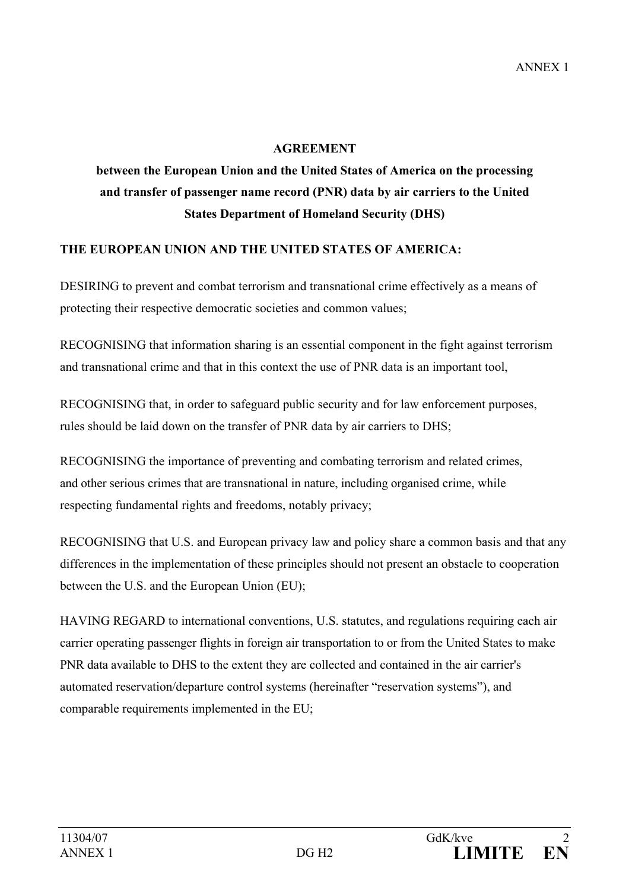ANNEX 1

**AGREEMENT**

**between the European Union and the United States of America on the processing and transfer of passenger name record (PNR) data by air carriers to the United States Department of Homeland Security (DHS)**

**THE EUROPEAN UNION AND THE UNITED STATES OF AMERICA:**

DESIRING to prevent and combat terrorism and transnational crime effectively as a means of protecting their respective democratic societies and common values;

RECOGNISING that information sharing is an essential component in the fight against terrorism and transnational crime and that in this context the use of PNR data is an important tool,

RECOGNISING that, in order to safeguard public security and for law enforcement purposes, rules should be laid down on the transfer of PNR data by air carriers to DHS;

RECOGNISING the importance of preventing and combating terrorism and related crimes, and other serious crimes that are transnational in nature, including organised crime, while respecting fundamental rights and freedoms, notably privacy;

RECOGNISING that U.S. and European privacy law and policy share a common basis and that any differences in the implementation of these principles should not present an obstacle to cooperation between the U.S. and the European Union (EU);

HAVING REGARD to international conventions, U.S. statutes, and regulations requiring each air carrier operating passenger flights in foreign air transportation to or from the United States to make PNR data available to DHS to the extent they are collected and contained in the air carrier's automated reservation/departure control systems (hereinafter “reservation systems”), and comparable requirements implemented in the EU;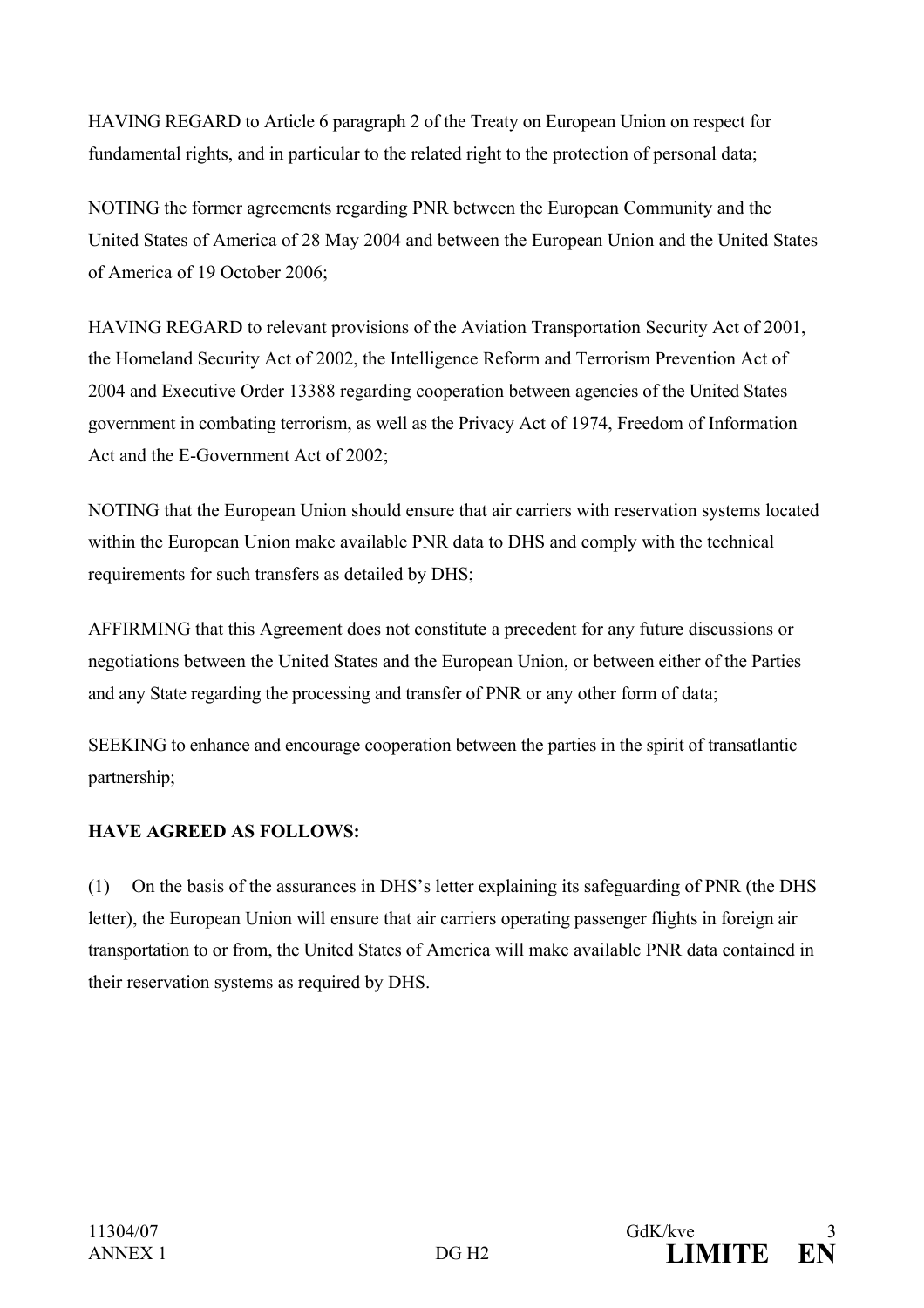HAVING REGARD to Article 6 paragraph 2 of the Treaty on European Union on respect for fundamental rights, and in particular to the related right to the protection of personal data;

NOTING the former agreements regarding PNR between the European Community and the United States of America of 28 May 2004 and between the European Union and the United States of America of 19 October 2006;

HAVING REGARD to relevant provisions of the Aviation Transportation Security Act of 2001, the Homeland Security Act of 2002, the Intelligence Reform and Terrorism Prevention Act of 2004 and Executive Order 13388 regarding cooperation between agencies of the United States government in combating terrorism, as well as the Privacy Act of 1974, Freedom of Information Act and the E-Government Act of 2002;

NOTING that the European Union should ensure that air carriers with reservation systems located within the European Union make available PNR data to DHS and comply with the technical requirements for such transfers as detailed by DHS;

AFFIRMING that this Agreement does not constitute a precedent for any future discussions or negotiations between the United States and the European Union, or between either of the Parties and any State regarding the processing and transfer of PNR or any other form of data;

SEEKING to enhance and encourage cooperation between the parties in the spirit of transatlantic partnership;

**HAVE AGREED AS FOLLOWS:**

(1) On the basis of the assurances in DHS's letter explaining its safeguarding of PNR (the DHS letter), the European Union will ensure that air carriers operating passenger flights in foreign air transportation to or from, the United States of America will make available PNR data contained in their reservation systems as required by DHS.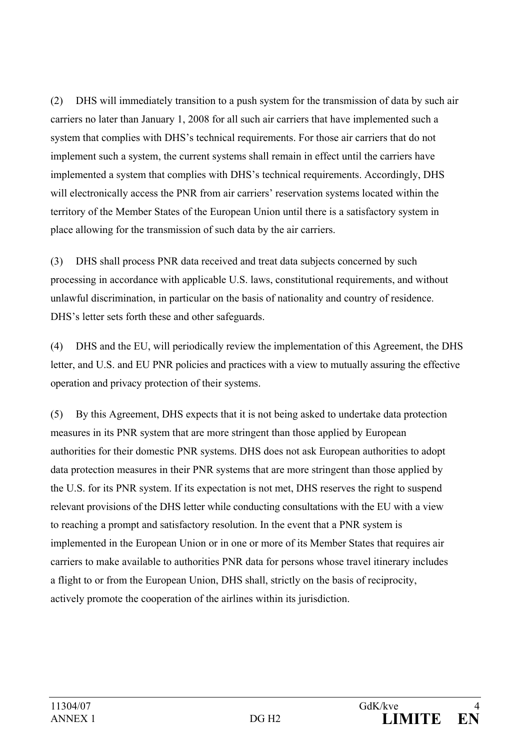(2) DHS will immediately transition to a push system for the transmission of data by such air carriers no later than January 1, 2008 for all such air carriers that have implemented such a system that complies with DHS's technical requirements. For those air carriers that do not implement such a system, the current systems shall remain in effect until the carriers have implemented a system that complies with DHS's technical requirements. Accordingly, DHS will electronically access the PNR from air carriers' reservation systems located within the territory of the Member States of the European Union until there is a satisfactory system in place allowing for the transmission of such data by the air carriers.

(3) DHS shall process PNR data received and treat data subjects concerned by such processing in accordance with applicable U.S. laws, constitutional requirements, and without unlawful discrimination, in particular on the basis of nationality and country of residence. DHS's letter sets forth these and other safeguards.

(4) DHS and the EU, will periodically review the implementation of this Agreement, the DHS letter, and U.S. and EU PNR policies and practices with a view to mutually assuring the effective operation and privacy protection of their systems.

(5) By this Agreement, DHS expects that it is not being asked to undertake data protection measures in its PNR system that are more stringent than those applied by European authorities for their domestic PNR systems. DHS does not ask European authorities to adopt data protection measures in their PNR systems that are more stringent than those applied by the U.S. for its PNR system. If its expectation is not met, DHS reserves the right to suspend relevant provisions of the DHS letter while conducting consultations with the EU with a view to reaching a prompt and satisfactory resolution. In the event that a PNR system is implemented in the European Union or in one or more of its Member States that requires air carriers to make available to authorities PNR data for persons whose travel itinerary includes a flight to or from the European Union, DHS shall, strictly on the basis of reciprocity, actively promote the cooperation of the airlines within its jurisdiction.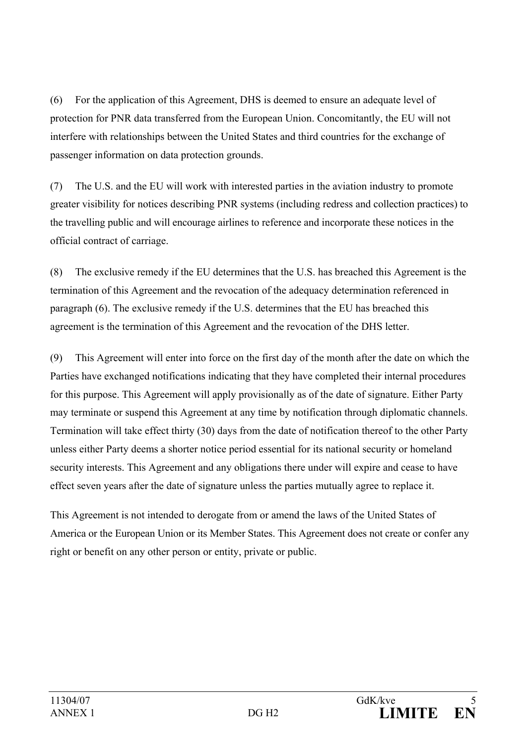(6) For the application of this Agreement, DHS is deemed to ensure an adequate level of protection for PNR data transferred from the European Union. Concomitantly, the EU will not interfere with relationships between the United States and third countries for the exchange of passenger information on data protection grounds.

(7) The U.S. and the EU will work with interested parties in the aviation industry to promote greater visibility for notices describing PNR systems (including redress and collection practices) to the travelling public and will encourage airlines to reference and incorporate these notices in the official contract of carriage.

(8) The exclusive remedy if the EU determines that the U.S. has breached this Agreement is the termination of this Agreement and the revocation of the adequacy determination referenced in paragraph (6). The exclusive remedy if the U.S. determines that the EU has breached this agreement is the termination of this Agreement and the revocation of the DHS letter.

(9) This Agreement will enter into force on the first day of the month after the date on which the Parties have exchanged notifications indicating that they have completed their internal procedures for this purpose. This Agreement will apply provisionally as of the date of signature. Either Party may terminate or suspend this Agreement at any time by notification through diplomatic channels. Termination will take effect thirty (30) days from the date of notification thereof to the other Party unless either Party deems a shorter notice period essential for its national security or homeland security interests. This Agreement and any obligations there under will expire and cease to have effect seven years after the date of signature unless the parties mutually agree to replace it.

This Agreement is not intended to derogate from or amend the laws of the United States of America or the European Union or its Member States. This Agreement does not create or confer any right or benefit on any other person or entity, private or public.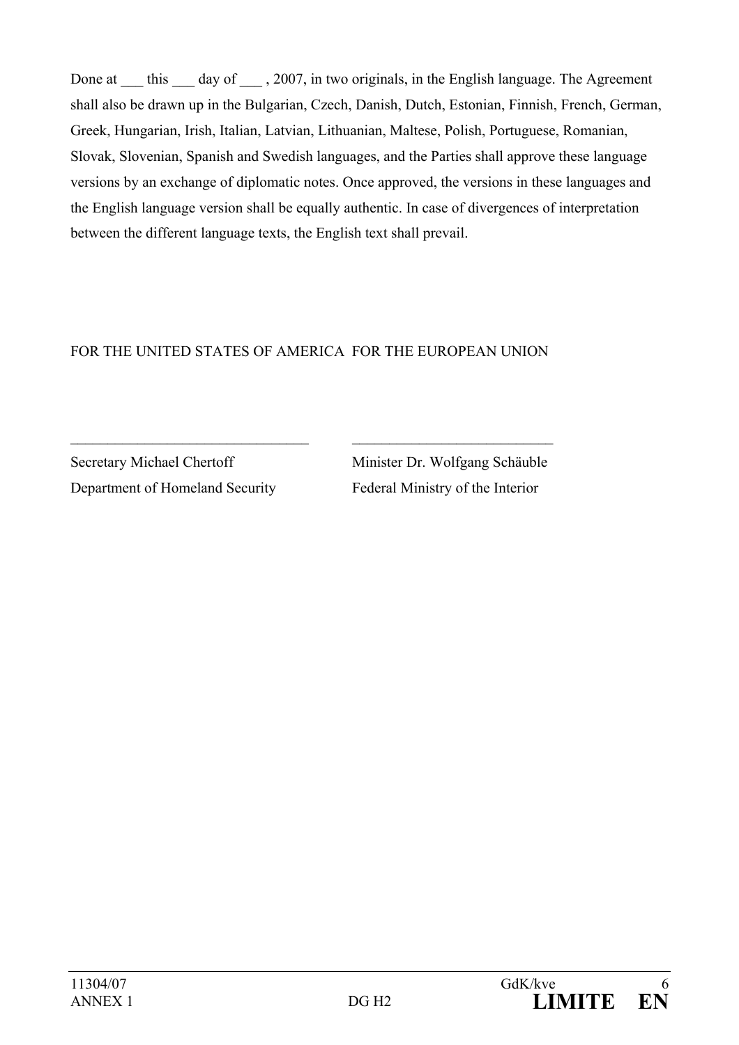Done at ___ this ___ day of ___ , 2007, in two originals, in the English language. The Agreement shall also be drawn up in the Bulgarian, Czech, Danish, Dutch, Estonian, Finnish, French, German, Greek, Hungarian, Irish, Italian, Latvian, Lithuanian, Maltese, Polish, Portuguese, Romanian, Slovak, Slovenian, Spanish and Swedish languages, and the Parties shall approve these language versions by an exchange of diplomatic notes. Once approved, the versions in these languages and the English language version shall be equally authentic. In case of divergences of interpretation between the different language texts, the English text shall prevail.

| FOR THE UNITED STATES OF AMERICA | FOR THE EUROPEAN UNION |
|---|---|
| ________________________________ | ___________________________ |
| Secretary Michael Chertoff | Minister Dr. Wolfgang Schäuble |
| Department of Homeland Security | Federal Ministry of the Interior |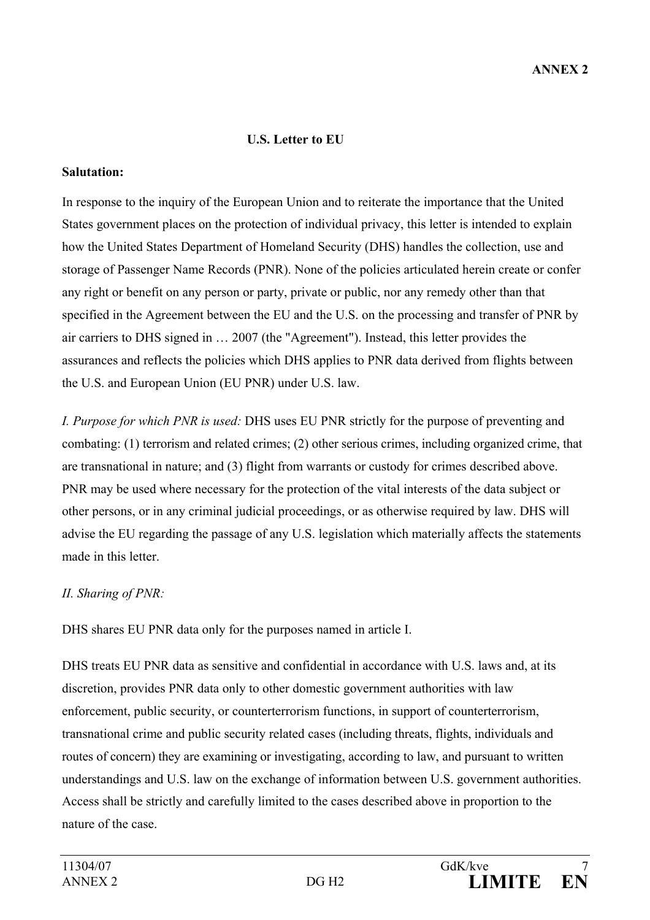**ANNEX 2**

**U.S. Letter to EU**

**Salutation:**

In response to the inquiry of the European Union and to reiterate the importance that the United States government places on the protection of individual privacy, this letter is intended to explain how the United States Department of Homeland Security (DHS) handles the collection, use and storage of Passenger Name Records (PNR). None of the policies articulated herein create or confer any right or benefit on any person or party, private or public, nor any remedy other than that specified in the Agreement between the EU and the U.S. on the processing and transfer of PNR by air carriers to DHS signed in … 2007 (the "Agreement"). Instead, this letter provides the assurances and reflects the policies which DHS applies to PNR data derived from flights between the U.S. and European Union (EU PNR) under U.S. law.

*I. Purpose for which PNR is used:* DHS uses EU PNR strictly for the purpose of preventing and combating: (1) terrorism and related crimes; (2) other serious crimes, including organized crime, that are transnational in nature; and (3) flight from warrants or custody for crimes described above. PNR may be used where necessary for the protection of the vital interests of the data subject or other persons, or in any criminal judicial proceedings, or as otherwise required by law. DHS will advise the EU regarding the passage of any U.S. legislation which materially affects the statements made in this letter.

*II. Sharing of PNR:*

DHS shares EU PNR data only for the purposes named in article I.

DHS treats EU PNR data as sensitive and confidential in accordance with U.S. laws and, at its discretion, provides PNR data only to other domestic government authorities with law enforcement, public security, or counterterrorism functions, in support of counterterrorism, transnational crime and public security related cases (including threats, flights, individuals and routes of concern) they are examining or investigating, according to law, and pursuant to written understandings and U.S. law on the exchange of information between U.S. government authorities. Access shall be strictly and carefully limited to the cases described above in proportion to the nature of the case.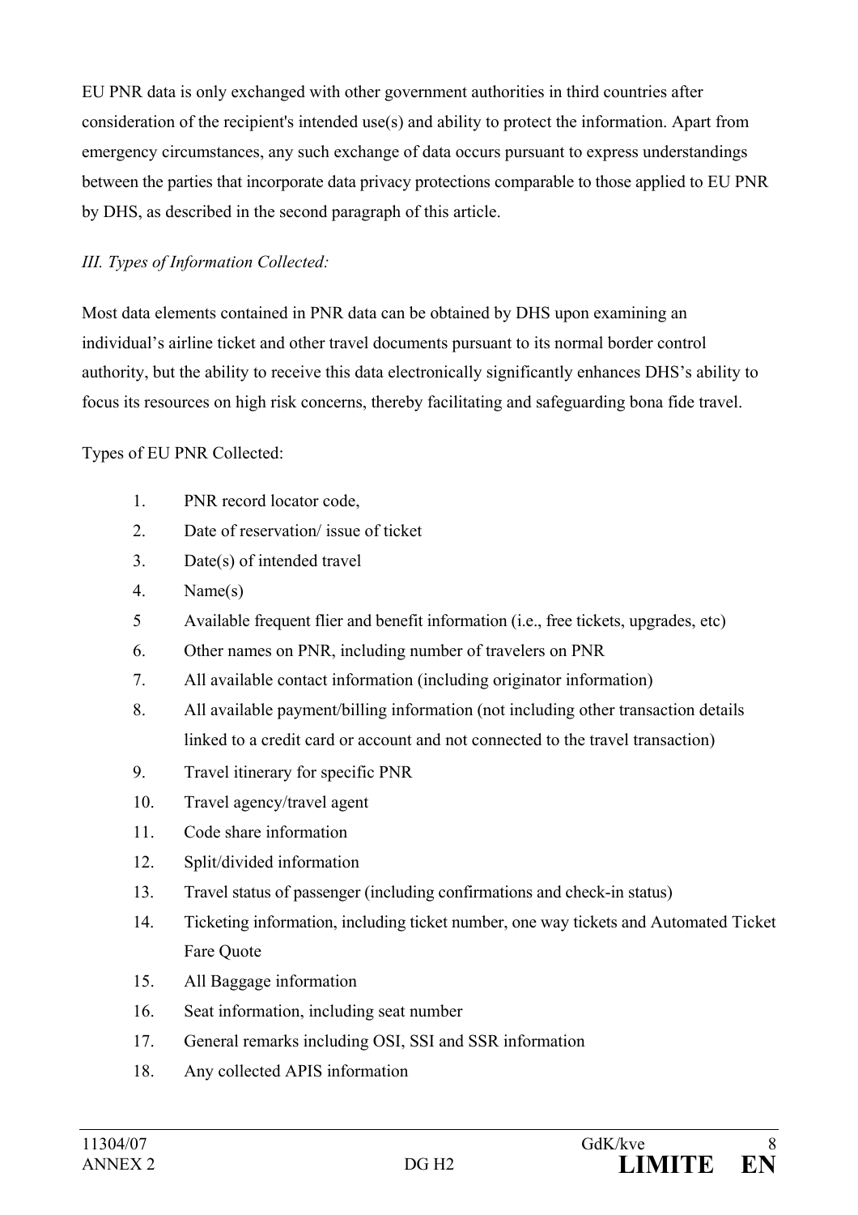EU PNR data is only exchanged with other government authorities in third countries after consideration of the recipient's intended use(s) and ability to protect the information. Apart from emergency circumstances, any such exchange of data occurs pursuant to express understandings between the parties that incorporate data privacy protections comparable to those applied to EU PNR by DHS, as described in the second paragraph of this article.

*III. Types of Information Collected:*

Most data elements contained in PNR data can be obtained by DHS upon examining an individual's airline ticket and other travel documents pursuant to its normal border control authority, but the ability to receive this data electronically significantly enhances DHS's ability to focus its resources on high risk concerns, thereby facilitating and safeguarding bona fide travel.

Types of EU PNR Collected:

1. PNR record locator code,
2. Date of reservation/ issue of ticket
3. Date(s) of intended travel
4. Name(s)
5. Available frequent flier and benefit information (i.e., free tickets, upgrades, etc)
6. Other names on PNR, including number of travelers on PNR
7. All available contact information (including originator information)
8. All available payment/billing information (not including other transaction details linked to a credit card or account and not connected to the travel transaction)
9. Travel itinerary for specific PNR
10. Travel agency/travel agent
11. Code share information
12. Split/divided information
13. Travel status of passenger (including confirmations and check-in status)
14. Ticketing information, including ticket number, one way tickets and Automated Ticket Fare Quote
15. All Baggage information
16. Seat information, including seat number
17. General remarks including OSI, SSI and SSR information
18. Any collected APIS information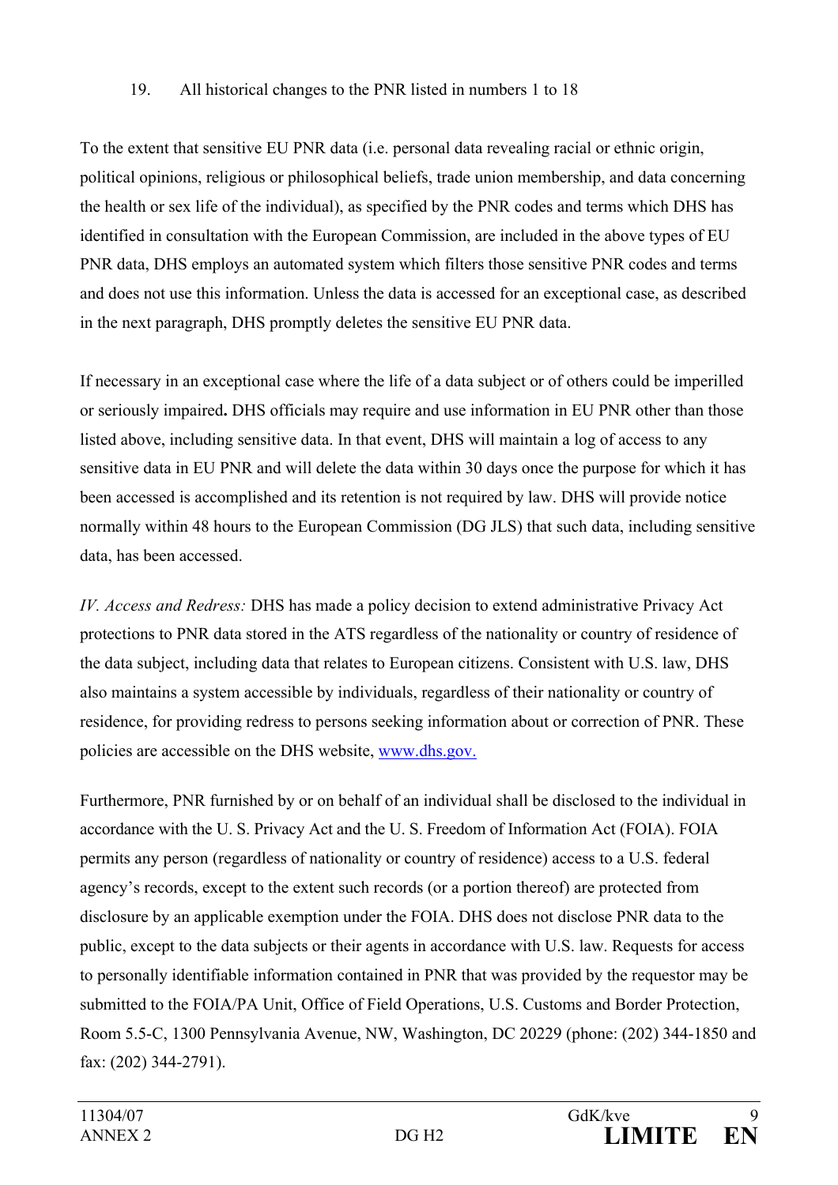19. All historical changes to the PNR listed in numbers 1 to 18

To the extent that sensitive EU PNR data (i.e. personal data revealing racial or ethnic origin, political opinions, religious or philosophical beliefs, trade union membership, and data concerning the health or sex life of the individual), as specified by the PNR codes and terms which DHS has identified in consultation with the European Commission, are included in the above types of EU PNR data, DHS employs an automated system which filters those sensitive PNR codes and terms and does not use this information. Unless the data is accessed for an exceptional case, as described in the next paragraph, DHS promptly deletes the sensitive EU PNR data.

If necessary in an exceptional case where the life of a data subject or of others could be imperilled or seriously impaired**.** DHS officials may require and use information in EU PNR other than those listed above, including sensitive data. In that event, DHS will maintain a log of access to any sensitive data in EU PNR and will delete the data within 30 days once the purpose for which it has been accessed is accomplished and its retention is not required by law. DHS will provide notice normally within 48 hours to the European Commission (DG JLS) that such data, including sensitive data, has been accessed.

*IV. Access and Redress:* DHS has made a policy decision to extend administrative Privacy Act protections to PNR data stored in the ATS regardless of the nationality or country of residence of the data subject, including data that relates to European citizens. Consistent with U.S. law, DHS also maintains a system accessible by individuals, regardless of their nationality or country of residence, for providing redress to persons seeking information about or correction of PNR. These policies are accessible on the DHS website, [www.dhs.gov.](http://www.dhs.gov)

Furthermore, PNR furnished by or on behalf of an individual shall be disclosed to the individual in accordance with the U. S. Privacy Act and the U. S. Freedom of Information Act (FOIA). FOIA permits any person (regardless of nationality or country of residence) access to a U.S. federal agency's records, except to the extent such records (or a portion thereof) are protected from disclosure by an applicable exemption under the FOIA. DHS does not disclose PNR data to the public, except to the data subjects or their agents in accordance with U.S. law. Requests for access to personally identifiable information contained in PNR that was provided by the requestor may be submitted to the FOIA/PA Unit, Office of Field Operations, U.S. Customs and Border Protection, Room 5.5-C, 1300 Pennsylvania Avenue, NW, Washington, DC 20229 (phone: (202) 344-1850 and fax: (202) 344-2791).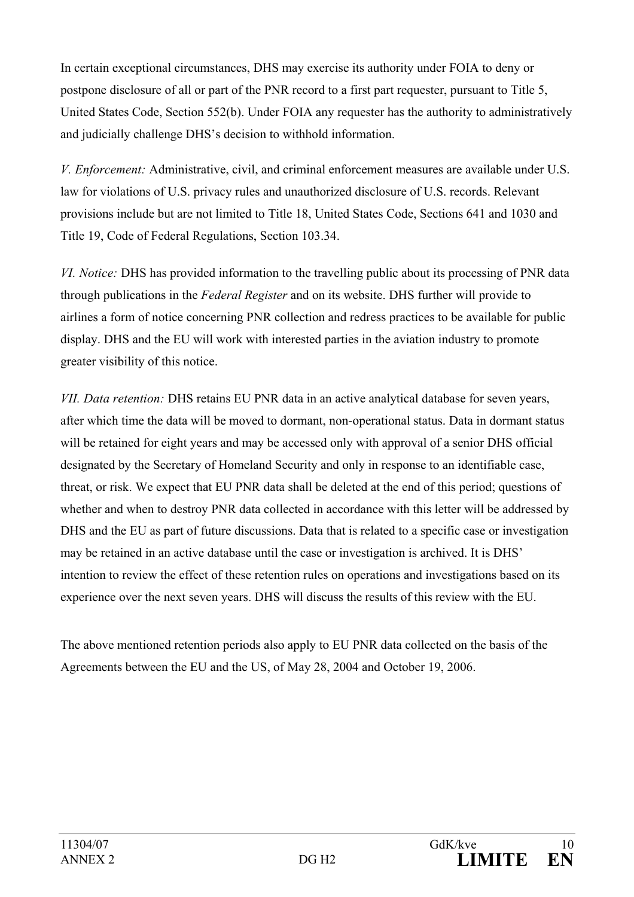In certain exceptional circumstances, DHS may exercise its authority under FOIA to deny or postpone disclosure of all or part of the PNR record to a first part requester, pursuant to Title 5, United States Code, Section 552(b). Under FOIA any requester has the authority to administratively and judicially challenge DHS's decision to withhold information.

*V. Enforcement:* Administrative, civil, and criminal enforcement measures are available under U.S. law for violations of U.S. privacy rules and unauthorized disclosure of U.S. records. Relevant provisions include but are not limited to Title 18, United States Code, Sections 641 and 1030 and Title 19, Code of Federal Regulations, Section 103.34.

*VI. Notice:* DHS has provided information to the travelling public about its processing of PNR data through publications in the *Federal Register* and on its website. DHS further will provide to airlines a form of notice concerning PNR collection and redress practices to be available for public display. DHS and the EU will work with interested parties in the aviation industry to promote greater visibility of this notice.

*VII. Data retention:* DHS retains EU PNR data in an active analytical database for seven years, after which time the data will be moved to dormant, non-operational status. Data in dormant status will be retained for eight years and may be accessed only with approval of a senior DHS official designated by the Secretary of Homeland Security and only in response to an identifiable case, threat, or risk. We expect that EU PNR data shall be deleted at the end of this period; questions of whether and when to destroy PNR data collected in accordance with this letter will be addressed by DHS and the EU as part of future discussions. Data that is related to a specific case or investigation may be retained in an active database until the case or investigation is archived. It is DHS' intention to review the effect of these retention rules on operations and investigations based on its experience over the next seven years. DHS will discuss the results of this review with the EU.

The above mentioned retention periods also apply to EU PNR data collected on the basis of the Agreements between the EU and the US, of May 28, 2004 and October 19, 2006.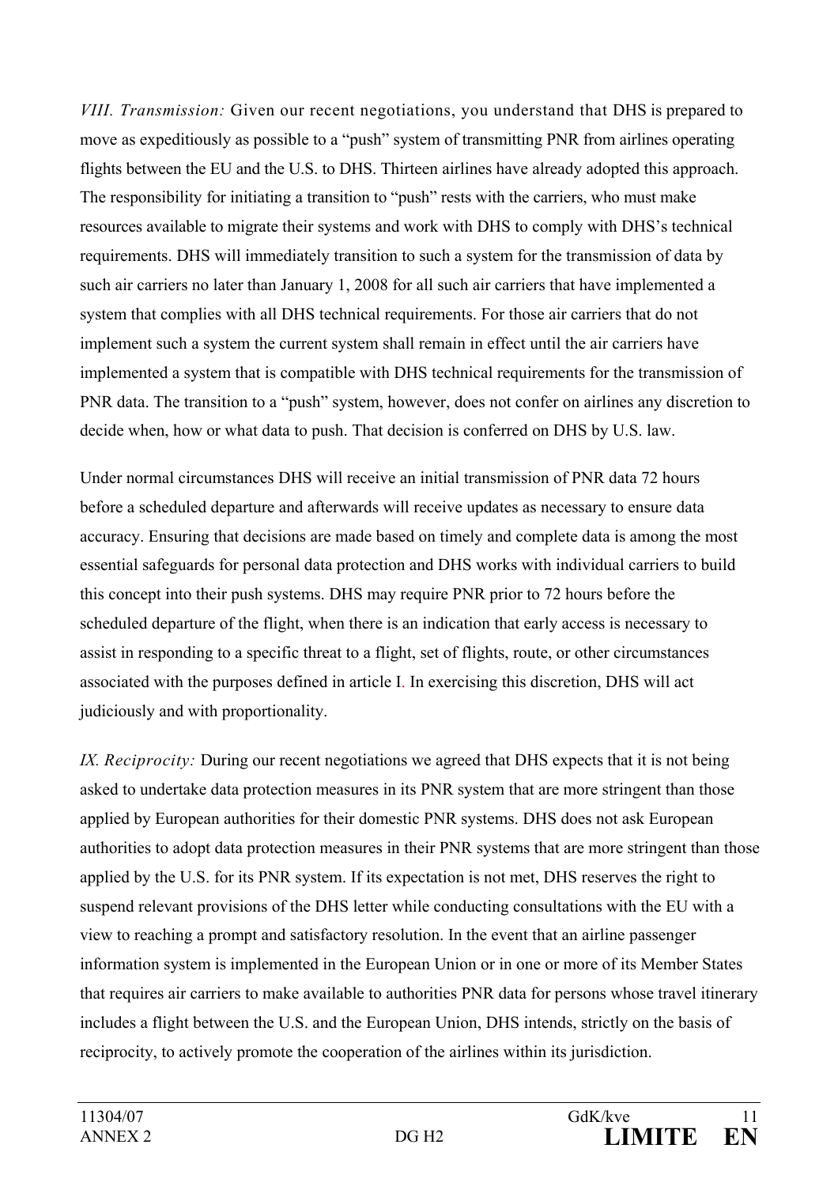*VIII. Transmission:* Given our recent negotiations, you understand that DHS is prepared to move as expeditiously as possible to a "push" system of transmitting PNR from airlines operating flights between the EU and the U.S. to DHS. Thirteen airlines have already adopted this approach. The responsibility for initiating a transition to "push" rests with the carriers, who must make resources available to migrate their systems and work with DHS to comply with DHS's technical requirements. DHS will immediately transition to such a system for the transmission of data by such air carriers no later than January 1, 2008 for all such air carriers that have implemented a system that complies with all DHS technical requirements. For those air carriers that do not implement such a system the current system shall remain in effect until the air carriers have implemented a system that is compatible with DHS technical requirements for the transmission of PNR data. The transition to a "push" system, however, does not confer on airlines any discretion to decide when, how or what data to push. That decision is conferred on DHS by U.S. law.

Under normal circumstances DHS will receive an initial transmission of PNR data 72 hours before a scheduled departure and afterwards will receive updates as necessary to ensure data accuracy. Ensuring that decisions are made based on timely and complete data is among the most essential safeguards for personal data protection and DHS works with individual carriers to build this concept into their push systems. DHS may require PNR prior to 72 hours before the scheduled departure of the flight, when there is an indication that early access is necessary to assist in responding to a specific threat to a flight, set of flights, route, or other circumstances associated with the purposes defined in article I. In exercising this discretion, DHS will act judiciously and with proportionality.

*IX. Reciprocity:* During our recent negotiations we agreed that DHS expects that it is not being asked to undertake data protection measures in its PNR system that are more stringent than those applied by European authorities for their domestic PNR systems. DHS does not ask European authorities to adopt data protection measures in their PNR systems that are more stringent than those applied by the U.S. for its PNR system. If its expectation is not met, DHS reserves the right to suspend relevant provisions of the DHS letter while conducting consultations with the EU with a view to reaching a prompt and satisfactory resolution. In the event that an airline passenger information system is implemented in the European Union or in one or more of its Member States that requires air carriers to make available to authorities PNR data for persons whose travel itinerary includes a flight between the U.S. and the European Union, DHS intends, strictly on the basis of reciprocity, to actively promote the cooperation of the airlines within its jurisdiction.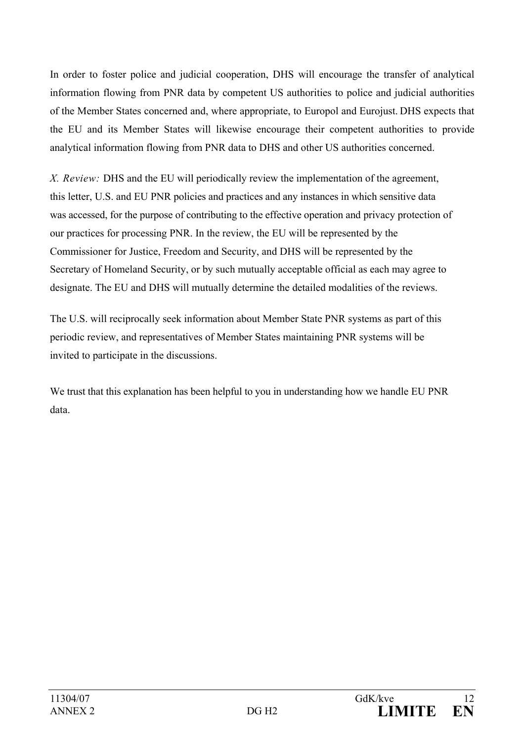In order to foster police and judicial cooperation, DHS will encourage the transfer of analytical information flowing from PNR data by competent US authorities to police and judicial authorities of the Member States concerned and, where appropriate, to Europol and Eurojust. DHS expects that the EU and its Member States will likewise encourage their competent authorities to provide analytical information flowing from PNR data to DHS and other US authorities concerned.

*X. Review:* DHS and the EU will periodically review the implementation of the agreement, this letter, U.S. and EU PNR policies and practices and any instances in which sensitive data was accessed, for the purpose of contributing to the effective operation and privacy protection of our practices for processing PNR. In the review, the EU will be represented by the Commissioner for Justice, Freedom and Security, and DHS will be represented by the Secretary of Homeland Security, or by such mutually acceptable official as each may agree to designate. The EU and DHS will mutually determine the detailed modalities of the reviews.

The U.S. will reciprocally seek information about Member State PNR systems as part of this periodic review, and representatives of Member States maintaining PNR systems will be invited to participate in the discussions.

We trust that this explanation has been helpful to you in understanding how we handle EU PNR data.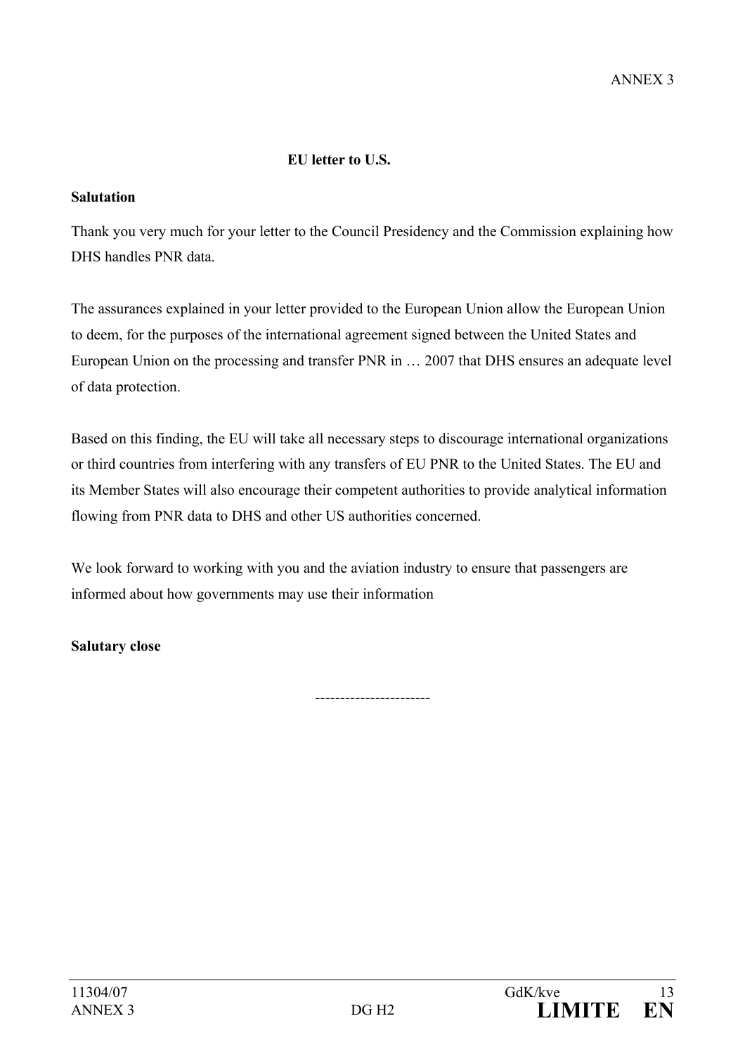ANNEX 3

## EU letter to U.S.

**Salutation**

Thank you very much for your letter to the Council Presidency and the Commission explaining how DHS handles PNR data.

The assurances explained in your letter provided to the European Union allow the European Union to deem, for the purposes of the international agreement signed between the United States and European Union on the processing and transfer PNR in … 2007 that DHS ensures an adequate level of data protection.

Based on this finding, the EU will take all necessary steps to discourage international organizations or third countries from interfering with any transfers of EU PNR to the United States. The EU and its Member States will also encourage their competent authorities to provide analytical information flowing from PNR data to DHS and other US authorities concerned.

We look forward to working with you and the aviation industry to ensure that passengers are informed about how governments may use their information

**Salutary close**

----------------------